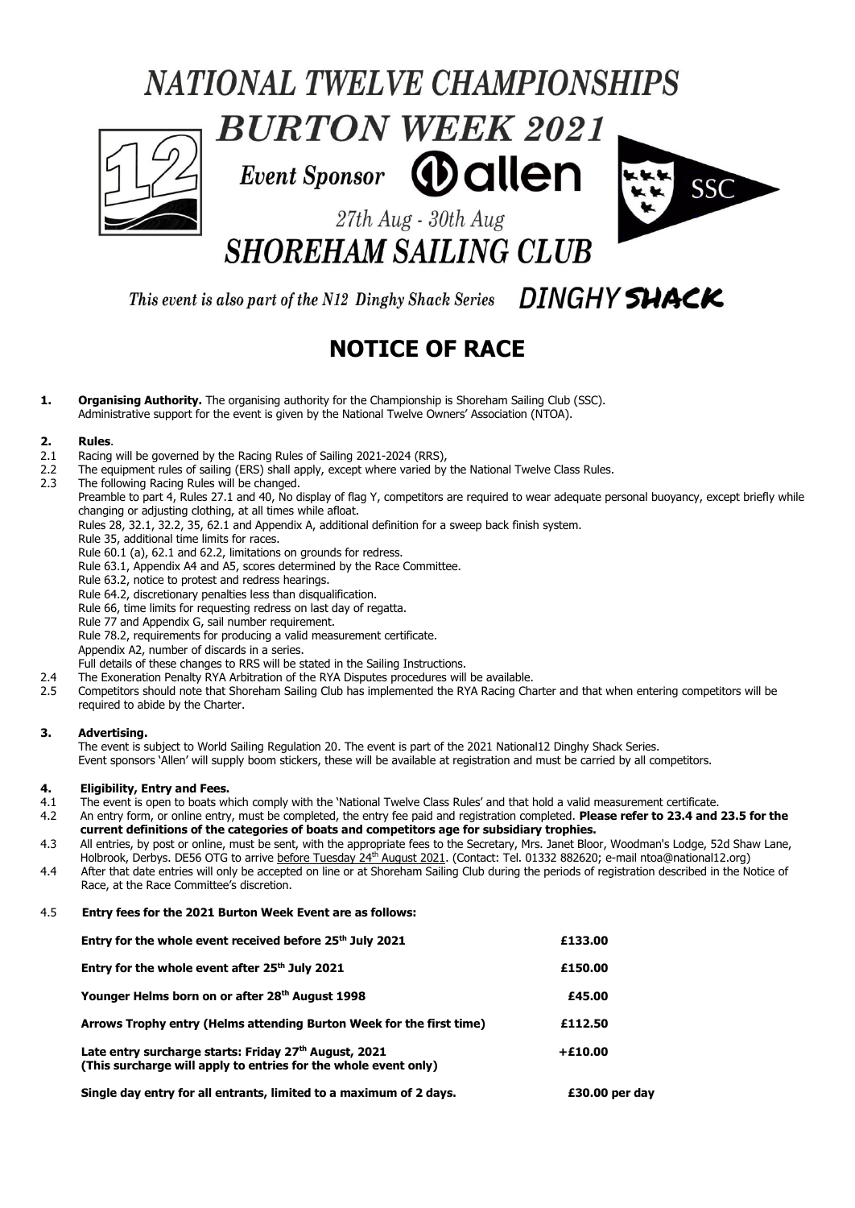# NATIONAL TWELVE CHAMPIONSHIPS

# BURTON WEEK 2021

*Event Sponsor* allen

*27th Aug - 30th Aug*

# SHOREHAM SAILING CLUB

*This event is also part of the N12 Dinghy Shack Series* DINGHY SHACK

## NOTICE OF RACE

**1. Organising Authority.** The organising authority for the Championship is Shoreham Sailing Club (SSC). Administrative support for the event is given by the National Twelve Owners' Association (NTOA).

**2. Rules**.

2.1 Racing will be governed by the Racing Rules of Sailing 2021-2024 (RRS),

2.2 The equipment rules of sailing (ERS) shall apply, except where varied by the National Twelve Class Rules.

2.3 The following Racing Rules will be changed.

Preamble to part 4, Rules 27.1 and 40, No display of flag Y, competitors are required to wear adequate personal buoyancy, except briefly while changing or adjusting clothing, at all times while afloat.

Rules 28, 32.1, 32.2, 35, 62.1 and Appendix A, additional definition for a sweep back finish system.

Rule 35, additional time limits for races.

Rule 60.1 (a), 62.1 and 62.2, limitations on grounds for redress.

Rule 63.1, Appendix A4 and A5, scores determined by the Race Committee.

Rule 63.2, notice to protest and redress hearings.

Rule 64.2, discretionary penalties less than disqualification.

Rule 66, time limits for requesting redress on last day of regatta.

Rule 77 and Appendix G, sail number requirement.

Rule 78.2, requirements for producing a valid measurement certificate.

Appendix A2, number of discards in a series.

Full details of these changes to RRS will be stated in the Sailing Instructions.

2.4 The Exoneration Penalty RYA Arbitration of the RYA Disputes procedures will be available.

2.5 Competitors should note that Shoreham Sailing Club has implemented the RYA Racing Charter and that when entering competitors will be required to abide by the Charter.

**3. Advertising.**

The event is subject to World Sailing Regulation 20. The event is part of the 2021 National12 Dinghy Shack Series.

Event sponsors 'Allen' will supply boom stickers, these will be available at registration and must be carried by all competitors.

**4. Eligibility, Entry and Fees.**

4.1 The event is open to boats which comply with the 'National Twelve Class Rules' and that hold a valid measurement certificate.

4.2 An entry form, or online entry, must be completed, the entry fee paid and registration completed. **Please refer to 23.4 and 23.5 for the current definitions of the categories of boats and competitors age for subsidiary trophies.**

4.3 All entries, by post or online, must be sent, with the appropriate fees to the Secretary, Mrs. Janet Bloor, Woodman's Lodge, 52d Shaw Lane, Holbrook, Derbys. DE56 OTG to arrive before Tuesday 24th August 2021. (Contact: Tel. 01332 882620; e-mail ntoa@national12.org)

4.4 After that date entries will only be accepted on line or at Shoreham Sailing Club during the periods of registration described in the Notice of Race, at the Race Committee's discretion.

4.5 **Entry fees for the 2021 Burton Week Event are as follows:**

| | |
|---|---|
| **Entry for the whole event received before 25th July 2021** | **£133.00** |
| **Entry for the whole event after 25th July 2021** | **£150.00** |
| **Younger Helms born on or after 28th August 1998** | **£45.00** |
| **Arrows Trophy entry (Helms attending Burton Week for the first time)** | **£112.50** |
| **Late entry surcharge starts: Friday 27th August, 2021 (This surcharge will apply to entries for the whole event only)** | **+£10.00** |
| **Single day entry for all entrants, limited to a maximum of 2 days.** | **£30.00 per day** |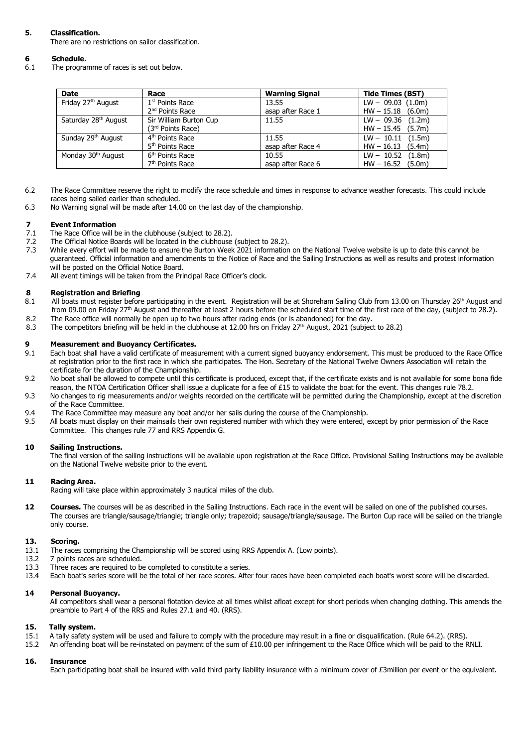**5. Classification.**

There are no restrictions on sailor classification.

**6 Schedule.**

6.1 The programme of races is set out below.

| Date | Race | Warning Signal | Tide Times (BST) |
|---|---|---|---|
| Friday 27th August | 1st Points Race<br>2nd Points Race | 13.55<br>asap after Race 1 | LW – 09.03 (1.0m)<br>HW – 15.18 (6.0m) |
| Saturday 28th August | Sir William Burton Cup<br>(3rd Points Race) | 11.55 | LW – 09.36 (1.2m)<br>HW – 15.45 (5.7m) |
| Sunday 29th August | 4th Points Race<br>5th Points Race | 11.55<br>asap after Race 4 | LW – 10.11 (1.5m)<br>HW – 16.13 (5.4m) |
| Monday 30th August | 6th Points Race<br>7th Points Race | 10.55<br>asap after Race 6 | LW – 10.52 (1.8m)<br>HW – 16.52 (5.0m) |

6.2 The Race Committee reserve the right to modify the race schedule and times in response to advance weather forecasts. This could include races being sailed earlier than scheduled.

6.3 No Warning signal will be made after 14.00 on the last day of the championship.

**7 Event Information**

7.1 The Race Office will be in the clubhouse (subject to 28.2).

7.2 The Official Notice Boards will be located in the clubhouse (subject to 28.2).

7.3 While every effort will be made to ensure the Burton Week 2021 information on the National Twelve website is up to date this cannot be guaranteed. Official information and amendments to the Notice of Race and the Sailing Instructions as well as results and protest information will be posted on the Official Notice Board.

7.4 All event timings will be taken from the Principal Race Officer's clock.

**8 Registration and Briefing**

8.1 All boats must register before participating in the event. Registration will be at Shoreham Sailing Club from 13.00 on Thursday 26th August and from 09.00 on Friday 27th August and thereafter at least 2 hours before the scheduled start time of the first race of the day, (subject to 28.2).

8.2 The Race office will normally be open up to two hours after racing ends (or is abandoned) for the day.

8.3 The competitors briefing will be held in the clubhouse at 12.00 hrs on Friday 27th August, 2021 (subject to 28.2)

**9 Measurement and Buoyancy Certificates.**

9.1 Each boat shall have a valid certificate of measurement with a current signed buoyancy endorsement. This must be produced to the Race Office at registration prior to the first race in which she participates. The Hon. Secretary of the National Twelve Owners Association will retain the certificate for the duration of the Championship.

9.2 No boat shall be allowed to compete until this certificate is produced, except that, if the certificate exists and is not available for some bona fide reason, the NTOA Certification Officer shall issue a duplicate for a fee of £15 to validate the boat for the event. This changes rule 78.2.

9.3 No changes to rig measurements and/or weights recorded on the certificate will be permitted during the Championship, except at the discretion of the Race Committee.

9.4 The Race Committee may measure any boat and/or her sails during the course of the Championship.

9.5 All boats must display on their mainsails their own registered number with which they were entered, except by prior permission of the Race Committee. This changes rule 77 and RRS Appendix G.

**10 Sailing Instructions.**

The final version of the sailing instructions will be available upon registration at the Race Office. Provisional Sailing Instructions may be available on the National Twelve website prior to the event.

**11 Racing Area.**

Racing will take place within approximately 3 nautical miles of the club.

**12 Courses.** The courses will be as described in the Sailing Instructions. Each race in the event will be sailed on one of the published courses. The courses are triangle/sausage/triangle; triangle only; trapezoid; sausage/triangle/sausage. The Burton Cup race will be sailed on the triangle only course.

**13. Scoring.**

13.1 The races comprising the Championship will be scored using RRS Appendix A. (Low points).

13.2 7 points races are scheduled.

13.3 Three races are required to be completed to constitute a series.

13.4 Each boat's series score will be the total of her race scores. After four races have been completed each boat's worst score will be discarded.

**14 Personal Buoyancy.**

All competitors shall wear a personal flotation device at all times whilst afloat except for short periods when changing clothing. This amends the preamble to Part 4 of the RRS and Rules 27.1 and 40. (RRS).

**15. Tally system.**

15.1 A tally safety system will be used and failure to comply with the procedure may result in a fine or disqualification. (Rule 64.2). (RRS).

15.2 An offending boat will be re-instated on payment of the sum of £10.00 per infringement to the Race Office which will be paid to the RNLI.

**16. Insurance**

Each participating boat shall be insured with valid third party liability insurance with a minimum cover of £3million per event or the equivalent.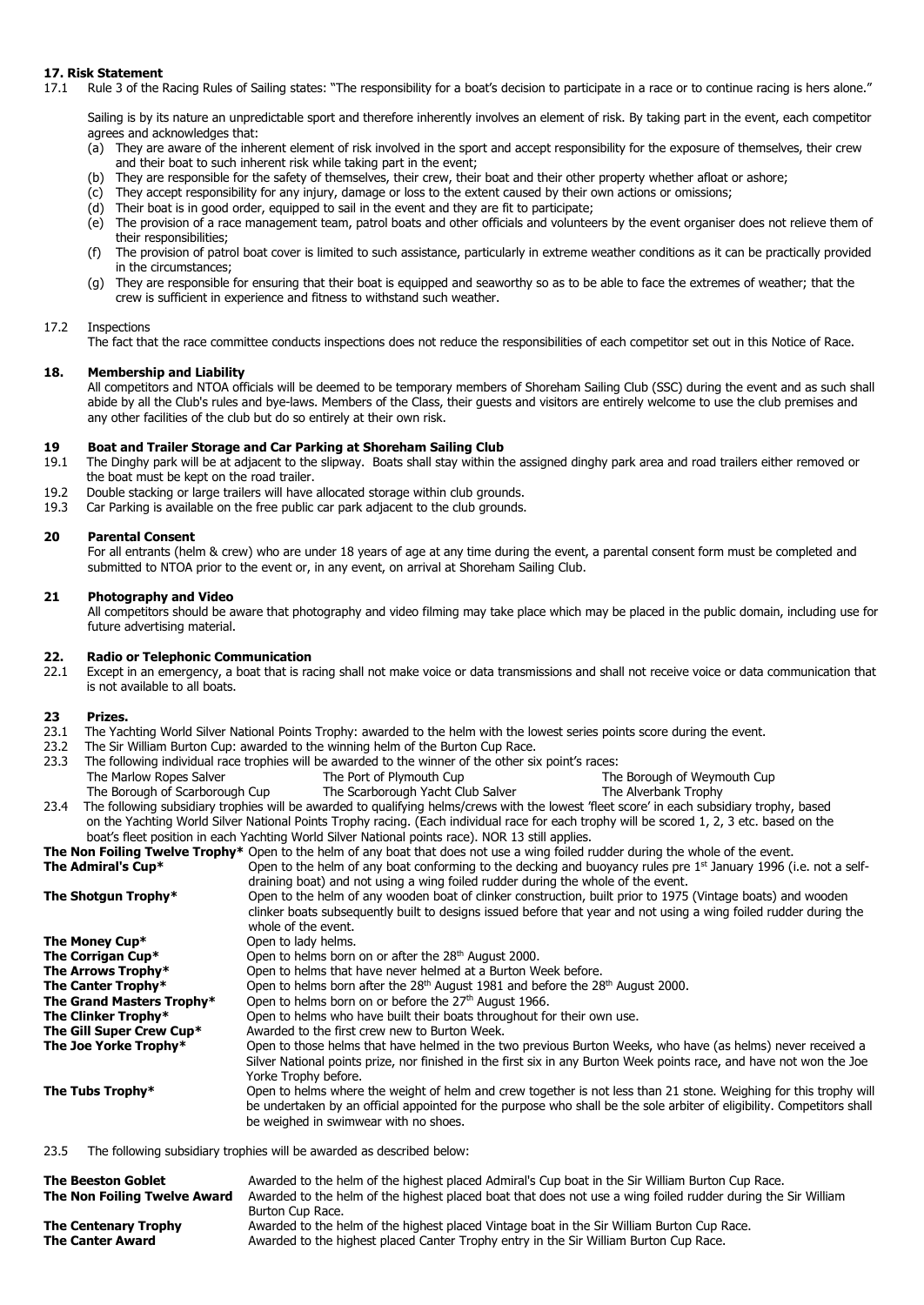## 17. Risk Statement

17.1 Rule 3 of the Racing Rules of Sailing states: "The responsibility for a boat's decision to participate in a race or to continue racing is hers alone."

Sailing is by its nature an unpredictable sport and therefore inherently involves an element of risk. By taking part in the event, each competitor agrees and acknowledges that:

- (a) They are aware of the inherent element of risk involved in the sport and accept responsibility for the exposure of themselves, their crew and their boat to such inherent risk while taking part in the event;
- (b) They are responsible for the safety of themselves, their crew, their boat and their other property whether afloat or ashore;
- (c) They accept responsibility for any injury, damage or loss to the extent caused by their own actions or omissions;
- (d) Their boat is in good order, equipped to sail in the event and they are fit to participate;
- (e) The provision of a race management team, patrol boats and other officials and volunteers by the event organiser does not relieve them of their responsibilities;
- (f) The provision of patrol boat cover is limited to such assistance, particularly in extreme weather conditions as it can be practically provided in the circumstances;
- (g) They are responsible for ensuring that their boat is equipped and seaworthy so as to be able to face the extremes of weather; that the crew is sufficient in experience and fitness to withstand such weather.

17.2 Inspections

The fact that the race committee conducts inspections does not reduce the responsibilities of each competitor set out in this Notice of Race.

## 18. Membership and Liability

All competitors and NTOA officials will be deemed to be temporary members of Shoreham Sailing Club (SSC) during the event and as such shall abide by all the Club's rules and bye-laws. Members of the Class, their guests and visitors are entirely welcome to use the club premises and any other facilities of the club but do so entirely at their own risk.

## 19 Boat and Trailer Storage and Car Parking at Shoreham Sailing Club

19.1 The Dinghy park will be at adjacent to the slipway. Boats shall stay within the assigned dinghy park area and road trailers either removed or the boat must be kept on the road trailer.

19.2 Double stacking or large trailers will have allocated storage within club grounds.

19.3 Car Parking is available on the free public car park adjacent to the club grounds.

## 20 Parental Consent

For all entrants (helm & crew) who are under 18 years of age at any time during the event, a parental consent form must be completed and submitted to NTOA prior to the event or, in any event, on arrival at Shoreham Sailing Club.

## 21 Photography and Video

All competitors should be aware that photography and video filming may take place which may be placed in the public domain, including use for future advertising material.

## 22. Radio or Telephonic Communication

22.1 Except in an emergency, a boat that is racing shall not make voice or data transmissions and shall not receive voice or data communication that is not available to all boats.

## 23 Prizes.

23.1 The Yachting World Silver National Points Trophy: awarded to the helm with the lowest series points score during the event.

23.2 The Sir William Burton Cup: awarded to the winning helm of the Burton Cup Race.

23.3 The following individual race trophies will be awarded to the winner of the other six point's races:

| | | |
|---|---|---|
| The Marlow Ropes Salver | The Port of Plymouth Cup | The Borough of Weymouth Cup |
| The Borough of Scarborough Cup | The Scarborough Yacht Club Salver | The Alverbank Trophy |

23.4 The following subsidiary trophies will be awarded to qualifying helms/crews with the lowest 'fleet score' in each subsidiary trophy, based on the Yachting World Silver National Points Trophy racing. (Each individual race for each trophy will be scored 1, 2, 3 etc. based on the boat's fleet position in each Yachting World Silver National points race). NOR 13 still applies.

| | |
|---|---|
| **The Non Foiling Twelve Trophy*** | Open to the helm of any boat that does not use a wing foiled rudder during the whole of the event. |
| **The Admiral's Cup*** | Open to the helm of any boat conforming to the decking and buoyancy rules pre 1st January 1996 (i.e. not a self-draining boat) and not using a wing foiled rudder during the whole of the event. |
| **The Shotgun Trophy*** | Open to the helm of any wooden boat of clinker construction, built prior to 1975 (Vintage boats) and wooden clinker boats subsequently built to designs issued before that year and not using a wing foiled rudder during the whole of the event. |
| **The Money Cup*** | Open to lady helms. |
| **The Corrigan Cup*** | Open to helms born on or after the 28th August 2000. |
| **The Arrows Trophy*** | Open to helms that have never helmed at a Burton Week before. |
| **The Canter Trophy*** | Open to helms born after the 28th August 1981 and before the 28th August 2000. |
| **The Grand Masters Trophy*** | Open to helms born on or before the 27th August 1966. |
| **The Clinker Trophy*** | Open to helms who have built their boats throughout for their own use. |
| **The Gill Super Crew Cup*** | Awarded to the first crew new to Burton Week. |
| **The Joe Yorke Trophy*** | Open to those helms that have helmed in the two previous Burton Weeks, who have (as helms) never received a Silver National points prize, nor finished in the first six in any Burton Week points race, and have not won the Joe Yorke Trophy before. |
| **The Tubs Trophy*** | Open to helms where the weight of helm and crew together is not less than 21 stone. Weighing for this trophy will be undertaken by an official appointed for the purpose who shall be the sole arbiter of eligibility. Competitors shall be weighed in swimwear with no shoes. |

23.5 The following subsidiary trophies will be awarded as described below:

| | |
|---|---|
| **The Beeston Goblet** | Awarded to the helm of the highest placed Admiral's Cup boat in the Sir William Burton Cup Race. |
| **The Non Foiling Twelve Award** | Awarded to the helm of the highest placed boat that does not use a wing foiled rudder during the Sir William Burton Cup Race. |
| **The Centenary Trophy** | Awarded to the helm of the highest placed Vintage boat in the Sir William Burton Cup Race. |
| **The Canter Award** | Awarded to the highest placed Canter Trophy entry in the Sir William Burton Cup Race. |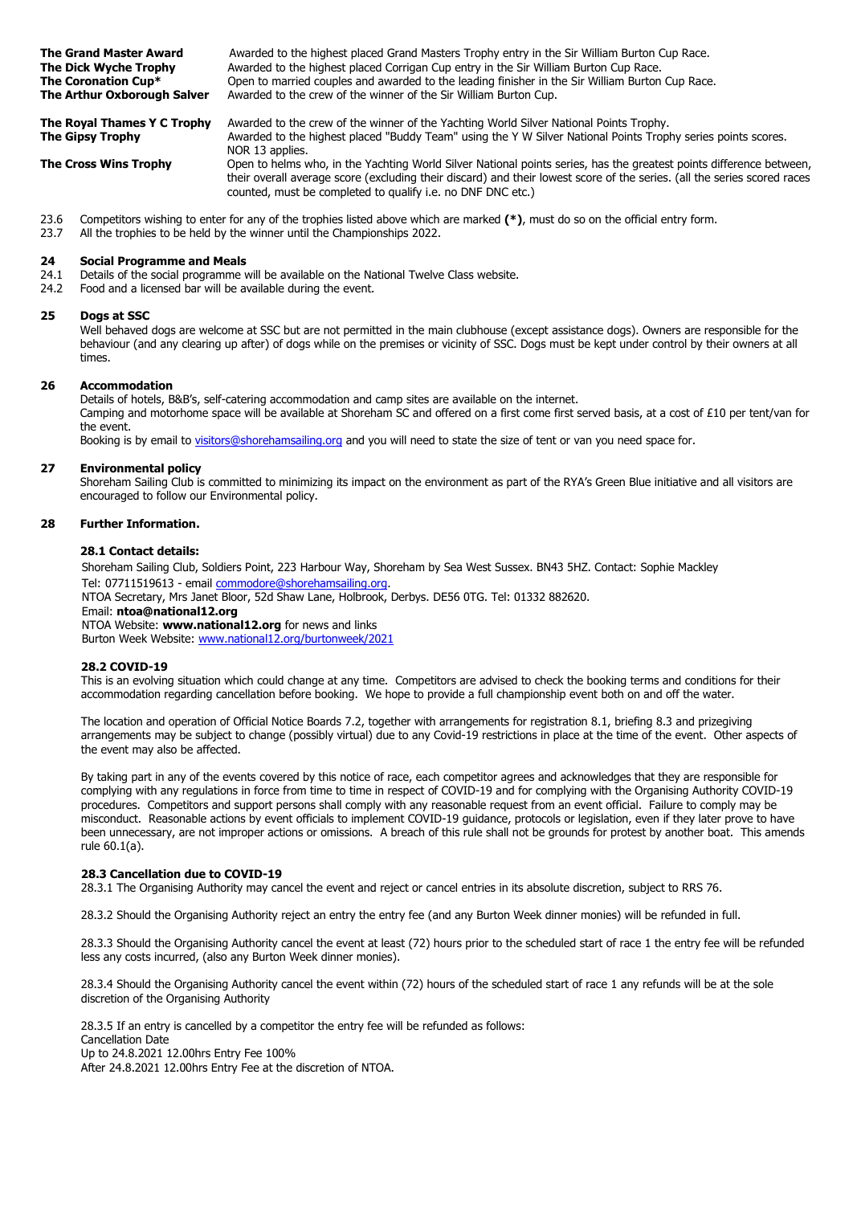| | |
|---|---|
| **The Grand Master Award** | Awarded to the highest placed Grand Masters Trophy entry in the Sir William Burton Cup Race. |
| **The Dick Wyche Trophy** | Awarded to the highest placed Corrigan Cup entry in the Sir William Burton Cup Race. |
| **The Coronation Cup*** | Open to married couples and awarded to the leading finisher in the Sir William Burton Cup Race. |
| **The Arthur Oxborough Salver** | Awarded to the crew of the winner of the Sir William Burton Cup. |
| **The Royal Thames Y C Trophy** | Awarded to the crew of the winner of the Yachting World Silver National Points Trophy. |
| **The Gipsy Trophy** | Awarded to the highest placed "Buddy Team" using the Y W Silver National Points Trophy series points scores. NOR 13 applies. |
| **The Cross Wins Trophy** | Open to helms who, in the Yachting World Silver National points series, has the greatest points difference between, their overall average score (excluding their discard) and their lowest score of the series. (all the series scored races counted, must be completed to qualify i.e. no DNF DNC etc.) |

23.6 Competitors wishing to enter for any of the trophies listed above which are marked **(*)**, must do so on the official entry form.
23.7 All the trophies to be held by the winner until the Championships 2022.

## 24 Social Programme and Meals

24.1 Details of the social programme will be available on the National Twelve Class website.
24.2 Food and a licensed bar will be available during the event.

## 25 Dogs at SSC

Well behaved dogs are welcome at SSC but are not permitted in the main clubhouse (except assistance dogs). Owners are responsible for the behaviour (and any clearing up after) of dogs while on the premises or vicinity of SSC. Dogs must be kept under control by their owners at all times.

## 26 Accommodation

Details of hotels, B&B's, self-catering accommodation and camp sites are available on the internet.
Camping and motorhome space will be available at Shoreham SC and offered on a first come first served basis, at a cost of £10 per tent/van for the event.
Booking is by email to visitors@shorehamsailing.org and you will need to state the size of tent or van you need space for.

## 27 Environmental policy

Shoreham Sailing Club is committed to minimizing its impact on the environment as part of the RYA's Green Blue initiative and all visitors are encouraged to follow our Environmental policy.

## 28 Further Information.

### 28.1 Contact details:

Shoreham Sailing Club, Soldiers Point, 223 Harbour Way, Shoreham by Sea West Sussex. BN43 5HZ. Contact: Sophie Mackley
Tel: 07711519613 - email commodore@shorehamsailing.org.
NTOA Secretary, Mrs Janet Bloor, 52d Shaw Lane, Holbrook, Derbys. DE56 0TG. Tel: 01332 882620.
Email: **ntoa@national12.org**
NTOA Website: **www.national12.org** for news and links
Burton Week Website: www.national12.org/burtonweek/2021

### 28.2 COVID-19

This is an evolving situation which could change at any time. Competitors are advised to check the booking terms and conditions for their accommodation regarding cancellation before booking. We hope to provide a full championship event both on and off the water.

The location and operation of Official Notice Boards 7.2, together with arrangements for registration 8.1, briefing 8.3 and prizegiving arrangements may be subject to change (possibly virtual) due to any Covid-19 restrictions in place at the time of the event. Other aspects of the event may also be affected.

By taking part in any of the events covered by this notice of race, each competitor agrees and acknowledges that they are responsible for complying with any regulations in force from time to time in respect of COVID-19 and for complying with the Organising Authority COVID-19 procedures. Competitors and support persons shall comply with any reasonable request from an event official. Failure to comply may be misconduct. Reasonable actions by event officials to implement COVID-19 guidance, protocols or legislation, even if they later prove to have been unnecessary, are not improper actions or omissions. A breach of this rule shall not be grounds for protest by another boat. This amends rule 60.1(a).

### 28.3 Cancellation due to COVID-19

28.3.1 The Organising Authority may cancel the event and reject or cancel entries in its absolute discretion, subject to RRS 76.

28.3.2 Should the Organising Authority reject an entry the entry fee (and any Burton Week dinner monies) will be refunded in full.

28.3.3 Should the Organising Authority cancel the event at least (72) hours prior to the scheduled start of race 1 the entry fee will be refunded less any costs incurred, (also any Burton Week dinner monies).

28.3.4 Should the Organising Authority cancel the event within (72) hours of the scheduled start of race 1 any refunds will be at the sole discretion of the Organising Authority

28.3.5 If an entry is cancelled by a competitor the entry fee will be refunded as follows:
Cancellation Date
Up to 24.8.2021 12.00hrs Entry Fee 100%
After 24.8.2021 12.00hrs Entry Fee at the discretion of NTOA.